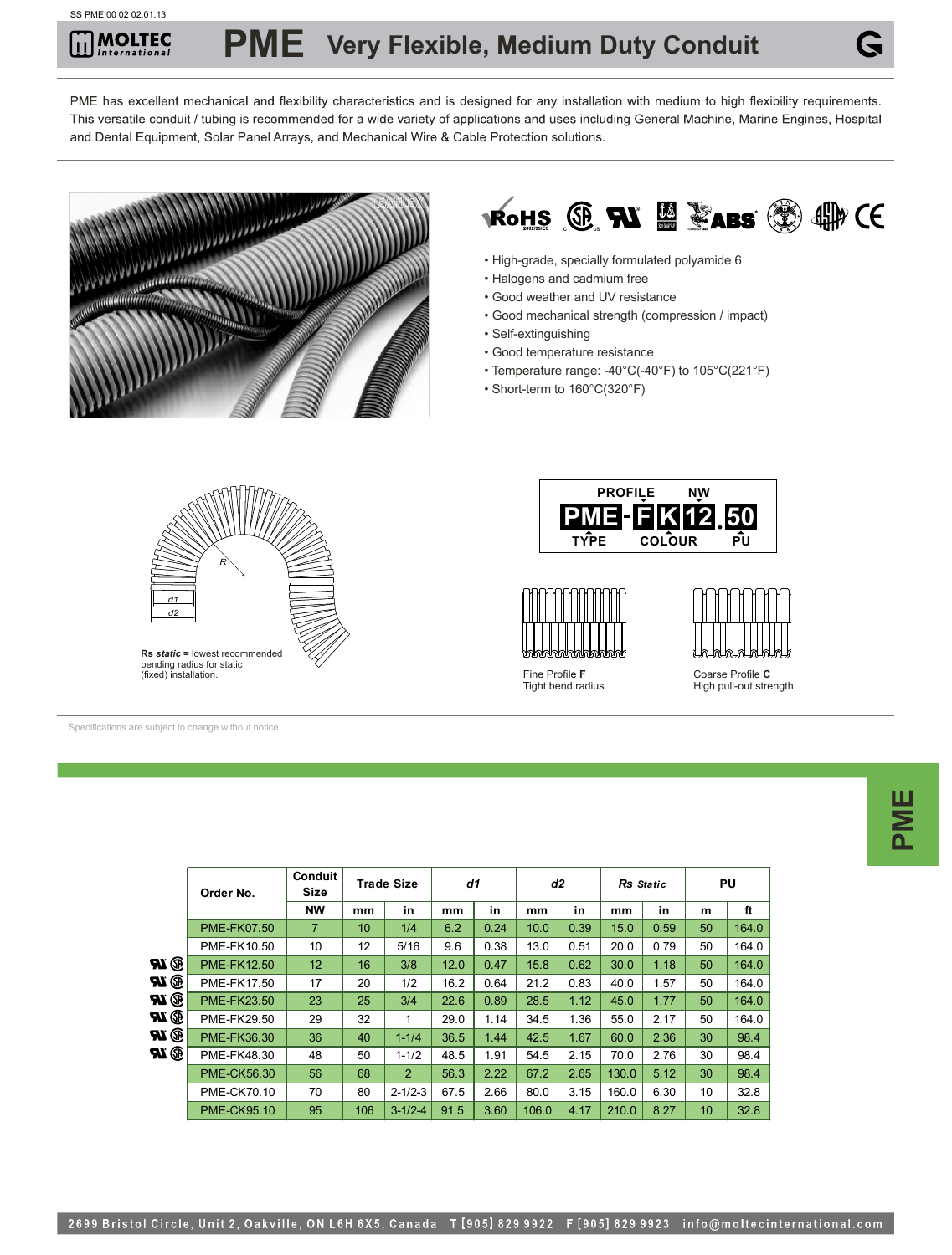SS PME.00 02 02.01.13

# PME Very Flexible, Medium Duty Conduit

PME has excellent mechanical and flexibility characteristics and is designed for any installation with medium to high flexibility requirements. This versatile conduit / tubing is recommended for a wide variety of applications and uses including General Machine, Marine Engines, Hospital and Dental Equipment, Solar Panel Arrays, and Mechanical Wire & Cable Protection solutions.

- High-grade, specially formulated polyamide 6
- Halogens and cadmium free
- Good weather and UV resistance
- Good mechanical strength (compression / impact)
- Self-extinguishing
- Good temperature resistance
- Temperature range: -40°C(-40°F) to 105°C(221°F)
- Short-term to 160°C(320°F)

**Rs *static*** = lowest recommended bending radius for static (fixed) installation.

PROFILE NW
PME - F K 12 . 50
TYPE COLOUR PU

Fine Profile **F**
Tight bend radius

Coarse Profile **C**
High pull-out strength

Specifications are subject to change without notice

| Order No. | Conduit Size | Trade Size | | d1 | | d2 | | Rs Static | | PU | |
|---|---|---|---|---|---|---|---|---|---|---|---|
| | NW | mm | in | mm | in | mm | in | mm | in | m | ft |
| PME-FK07.50 | 7 | 10 | 1/4 | 6.2 | 0.24 | 10.0 | 0.39 | 15.0 | 0.59 | 50 | 164.0 |
| PME-FK10.50 | 10 | 12 | 5/16 | 9.6 | 0.38 | 13.0 | 0.51 | 20.0 | 0.79 | 50 | 164.0 |
| PME-FK12.50 | 12 | 16 | 3/8 | 12.0 | 0.47 | 15.8 | 0.62 | 30.0 | 1.18 | 50 | 164.0 |
| PME-FK17.50 | 17 | 20 | 1/2 | 16.2 | 0.64 | 21.2 | 0.83 | 40.0 | 1.57 | 50 | 164.0 |
| PME-FK23.50 | 23 | 25 | 3/4 | 22.6 | 0.89 | 28.5 | 1.12 | 45.0 | 1.77 | 50 | 164.0 |
| PME-FK29.50 | 29 | 32 | 1 | 29.0 | 1.14 | 34.5 | 1.36 | 55.0 | 2.17 | 50 | 164.0 |
| PME-FK36.30 | 36 | 40 | 1-1/4 | 36.5 | 1.44 | 42.5 | 1.67 | 60.0 | 2.36 | 30 | 98.4 |
| PME-FK48.30 | 48 | 50 | 1-1/2 | 48.5 | 1.91 | 54.5 | 2.15 | 70.0 | 2.76 | 30 | 98.4 |
| PME-CK56.30 | 56 | 68 | 2 | 56.3 | 2.22 | 67.2 | 2.65 | 130.0 | 5.12 | 30 | 98.4 |
| PME-CK70.10 | 70 | 80 | 2-1/2-3 | 67.5 | 2.66 | 80.0 | 3.15 | 160.0 | 6.30 | 10 | 32.8 |
| PME-CK95.10 | 95 | 106 | 3-1/2-4 | 91.5 | 3.60 | 106.0 | 4.17 | 210.0 | 8.27 | 10 | 32.8 |

2699 Bristol Circle, Unit 2, Oakville, ON L6H 6X5, Canada T [905] 829 9922 F [905] 829 9923 info@moltecinternational.com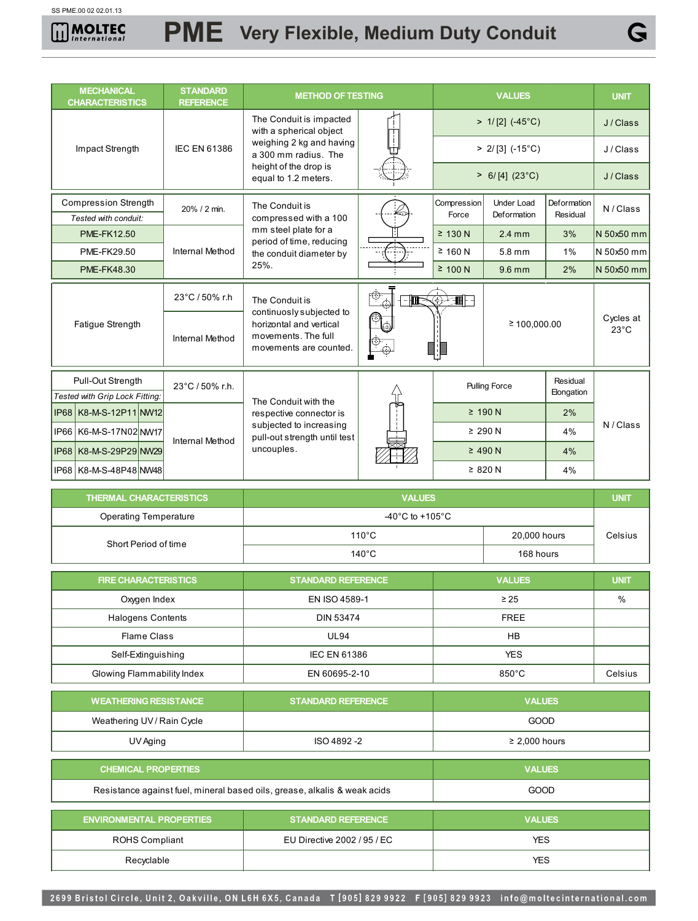SS PME.00 02 02.01.13

# PME Very Flexible, Medium Duty Conduit

| MECHANICAL CHARACTERISTICS | STANDARD REFERENCE | METHOD OF TESTING | VALUES | UNIT |
|---|---|---|---|---|
| Impact Strength | IEC EN 61386 | The Conduit is impacted with a spherical object weighing 2 kg and having a 300 mm radius. The height of the drop is equal to 1.2 meters. | > 1/ [2] (-45°C) | J / Class |
| | | | > 2/ [3] (-15°C) | J / Class |
| | | | > 6/ [4] (23°C) | J / Class |

| Compression Strength | 20% / 2 min. | The Conduit is compressed with a 100 mm steel plate for a period of time, reducing the conduit diameter by 25%. | Compression Force | Under Load Deformation | Deformation Residual | N / Class |
|---|---|---|---|---|---|---|
| *Tested with conduit:* | | | | | | |
| PME-FK12.50 | Internal Method | | ≥ 130 N | 2.4 mm | 3% | N 50x50 mm |
| PME-FK29.50 | | | ≥ 160 N | 5.8 mm | 1% | N 50x50 mm |
| PME-FK48.30 | | | ≥ 100 N | 9.6 mm | 2% | N 50x50 mm |

| Fatigue Strength | 23°C / 50% r.h | The Conduit is continuosly subjected to horizontal and vertical movements. The full movements are counted. | ≥ 100,000.00 | Cycles at 23°C |
|---|---|---|---|---|
| | Internal Method | | | |

| Pull-Out Strength | | | 23°C / 50% r.h. | The Conduit with the respective connector is subjected to increasing pull-out strength until test uncouples. | Pulling Force | Residual Elongation | N / Class |
|---|---|---|---|---|---|---|---|
| *Tested with Grip Lock Fitting:* | | | | | | | |
| IP68 | K8-M-S-12P11 | NW12 | Internal Method | | ≥ 190 N | 2% | |
| IP66 | K6-M-S-17N02 | NW17 | | | ≥ 290 N | 4% | |
| IP68 | K8-M-S-29P29 | NW29 | | | ≥ 490 N | 4% | |
| IP68 | K8-M-S-48P48 | NW48 | | | ≥ 820 N | 4% | |

| THERMAL CHARACTERISTICS | VALUES | | UNIT |
|---|---|---|---|
| Operating Temperature | -40°C to +105°C | | Celsius |
| Short Period of time | 110°C | 20,000 hours | |
| | 140°C | 168 hours | |

| FIRE CHARACTERISTICS | STANDARD REFERENCE | VALUES | UNIT |
|---|---|---|---|
| Oxygen Index | EN ISO 4589-1 | ≥ 25 | % |
| Halogens Contents | DIN 53474 | FREE | |
| Flame Class | UL94 | HB | |
| Self-Extinguishing | IEC EN 61386 | YES | |
| Glowing Flammability Index | EN 60695-2-10 | 850°C | Celsius |

| WEATHERING RESISTANCE | STANDARD REFERENCE | VALUES |
|---|---|---|
| Weathering UV / Rain Cycle | | GOOD |
| UV Aging | ISO 4892 -2 | ≥ 2,000 hours |

| CHEMICAL PROPERTIES | VALUES |
|---|---|
| Resistance against fuel, mineral based oils, grease, alkalis & weak acids | GOOD |

| ENVIRONMENTAL PROPERTIES | STANDARD REFERENCE | VALUES |
|---|---|---|
| ROHS Compliant | EU Directive 2002 / 95 / EC | YES |
| Recyclable | | YES |

2699 Bristol Circle, Unit 2, Oakville, ON L6H 6X5, Canada T [905] 829 9922 F [905] 829 9923 info@moltecinternational.com